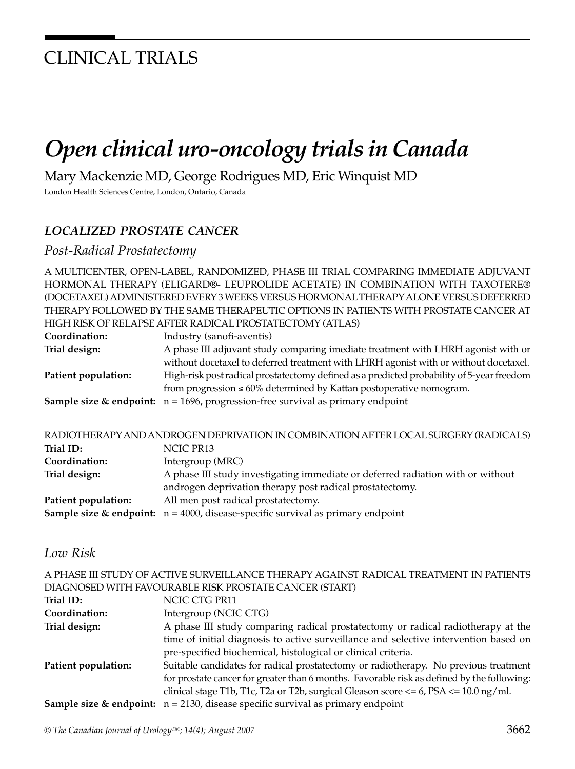# CLINICAL TRIALS

# *Open clinical uro-oncology trials in Canada*

Mary Mackenzie MD, George Rodrigues MD, Eric Winquist MD

London Health Sciences Centre, London, Ontario, Canada

## *LOCALIZED PROSTATE CANCER*

### *Post-Radical Prostatectomy*

A MULTICENTER, OPEN-LABEL, RANDOMIZED, PHASE III TRIAL COMPARING IMMEDIATE ADJUVANT HORMONAL THERAPY (ELIGARD®- LEUPROLIDE ACETATE) IN COMBINATION WITH TAXOTERE® (DOCETAXEL) ADMINISTERED EVERY 3 WEEKS VERSUS HORMONAL THERAPY ALONE VERSUS DEFERRED THERAPY FOLLOWED BY THE SAME THERAPEUTIC OPTIONS IN PATIENTS WITH PROSTATE CANCER AT HIGH RISK OF RELAPSE AFTER RADICAL PROSTATECTOMY (ATLAS)

**Coordination:** Industry (sanofi-aventis)

**Trial design:** A phase III adjuvant study comparing imediate treatment with LHRH agonist with or without docetaxel to deferred treatment with LHRH agonist with or without docetaxel.

**Patient population:** High-risk post radical prostatectomy defined as a predicted probability of 5-year freedom from progression ≤ 60% determined by Kattan postoperative nomogram.

**Sample size & endpoint:** n = 1696, progression-free survival as primary endpoint

RADIOTHERAPY AND ANDROGEN DEPRIVATION IN COMBINATION AFTER LOCAL SURGERY (RADICALS)

**Trial ID:** NCIC PR13

**Coordination:** Intergroup (MRC)

**Trial design:** A phase III study investigating immediate or deferred radiation with or without androgen deprivation therapy post radical prostatectomy.

**Patient population:** All men post radical prostatectomy.

**Sample size & endpoint:** n = 4000, disease-specific survival as primary endpoint

### *Low Risk*

A PHASE III STUDY OF ACTIVE SURVEILLANCE THERAPY AGAINST RADICAL TREATMENT IN PATIENTS DIAGNOSED WITH FAVOURABLE RISK PROSTATE CANCER (START)

**Trial ID:** NCIC CTG PR11

**Coordination:** Intergroup (NCIC CTG)

**Trial design:** A phase III study comparing radical prostatectomy or radical radiotherapy at the time of initial diagnosis to active surveillance and selective intervention based on pre-specified biochemical, histological or clinical criteria.

**Patient population:** Suitable candidates for radical prostatectomy or radiotherapy. No previous treatment for prostate cancer for greater than 6 months. Favorable risk as defined by the following: clinical stage T1b, T1c, T2a or T2b, surgical Gleason score <= 6, PSA <= 10.0 ng/ml.

**Sample size & endpoint:** n = 2130, disease specific survival as primary endpoint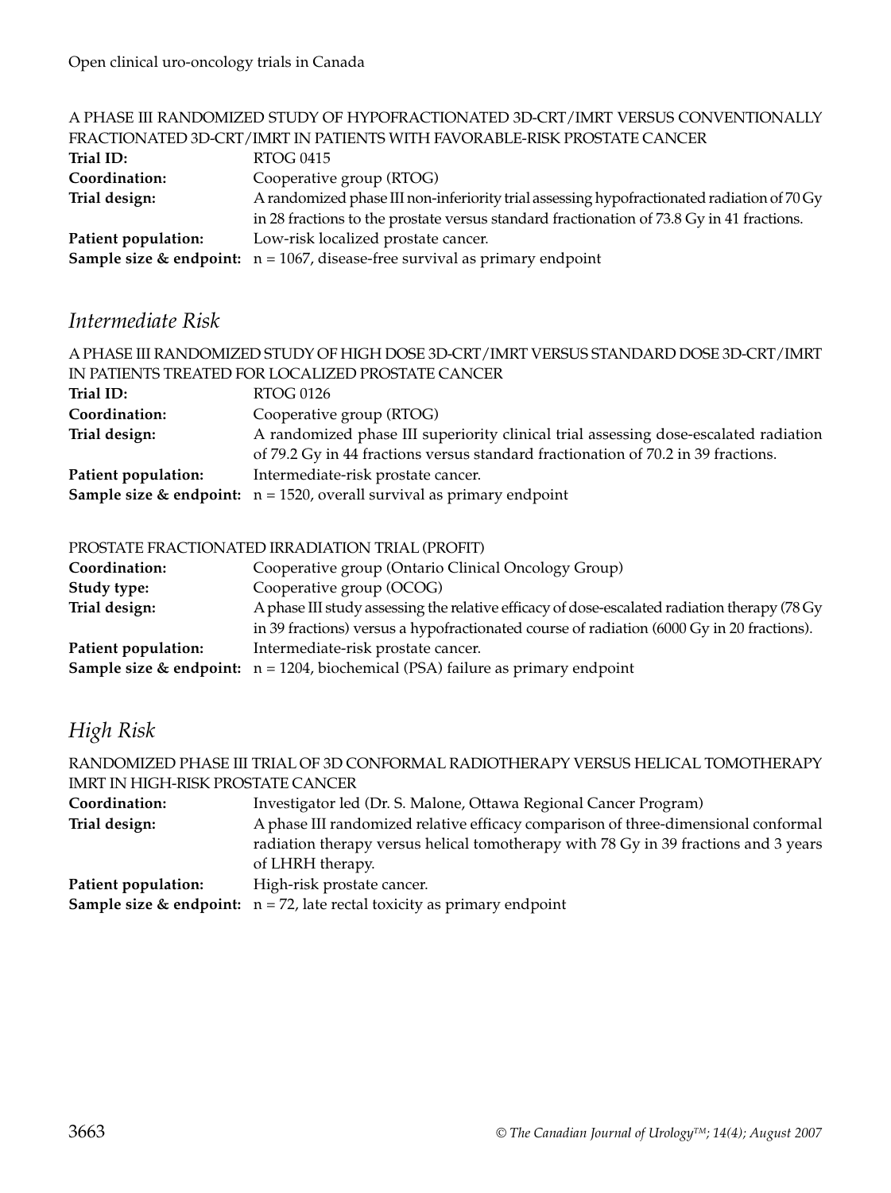A PHASE III RANDOMIZED STUDY OF HYPOFRACTIONATED 3D-CRT/IMRT VERSUS CONVENTIONALLY FRACTIONATED 3D-CRT/IMRT IN PATIENTS WITH FAVORABLE-RISK PROSTATE CANCER

**Trial ID:** RTOG 0415
**Coordination:** Cooperative group (RTOG)
**Trial design:** A randomized phase III non-inferiority trial assessing hypofractionated radiation of 70 Gy in 28 fractions to the prostate versus standard fractionation of 73.8 Gy in 41 fractions.
**Patient population:** Low-risk localized prostate cancer.
**Sample size & endpoint:** n = 1067, disease-free survival as primary endpoint

## *Intermediate Risk*

A PHASE III RANDOMIZED STUDY OF HIGH DOSE 3D-CRT/IMRT VERSUS STANDARD DOSE 3D-CRT/IMRT IN PATIENTS TREATED FOR LOCALIZED PROSTATE CANCER

**Trial ID:** RTOG 0126
**Coordination:** Cooperative group (RTOG)
**Trial design:** A randomized phase III superiority clinical trial assessing dose-escalated radiation of 79.2 Gy in 44 fractions versus standard fractionation of 70.2 in 39 fractions.
**Patient population:** Intermediate-risk prostate cancer.
**Sample size & endpoint:** n = 1520, overall survival as primary endpoint

PROSTATE FRACTIONATED IRRADIATION TRIAL (PROFIT)

**Coordination:** Cooperative group (Ontario Clinical Oncology Group)
**Study type:** Cooperative group (OCOG)
**Trial design:** A phase III study assessing the relative efficacy of dose-escalated radiation therapy (78 Gy in 39 fractions) versus a hypofractionated course of radiation (6000 Gy in 20 fractions).
**Patient population:** Intermediate-risk prostate cancer.
**Sample size & endpoint:** n = 1204, biochemical (PSA) failure as primary endpoint

## *High Risk*

RANDOMIZED PHASE III TRIAL OF 3D CONFORMAL RADIOTHERAPY VERSUS HELICAL TOMOTHERAPY IMRT IN HIGH-RISK PROSTATE CANCER

**Coordination:** Investigator led (Dr. S. Malone, Ottawa Regional Cancer Program)
**Trial design:** A phase III randomized relative efficacy comparison of three-dimensional conformal radiation therapy versus helical tomotherapy with 78 Gy in 39 fractions and 3 years of LHRH therapy.
**Patient population:** High-risk prostate cancer.
**Sample size & endpoint:** n = 72, late rectal toxicity as primary endpoint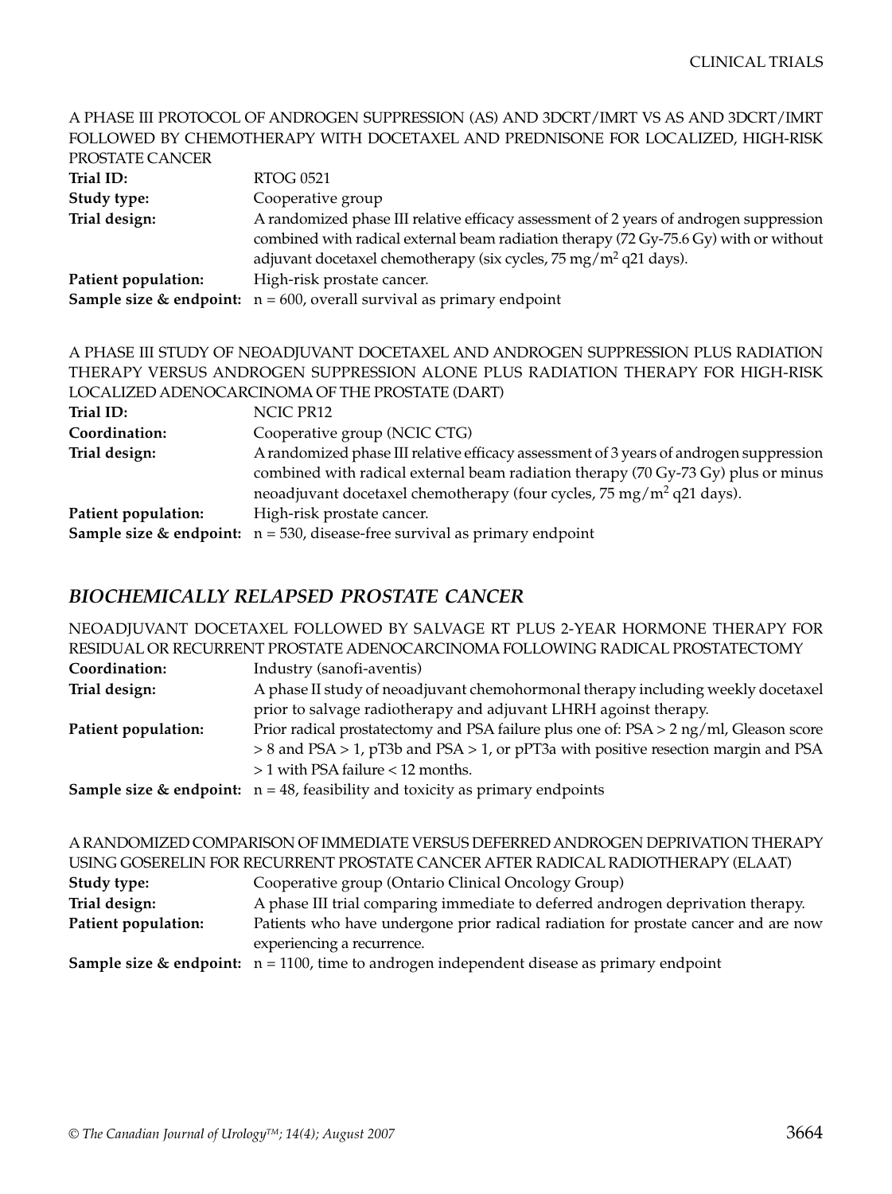A PHASE III PROTOCOL OF ANDROGEN SUPPRESSION (AS) AND 3DCRT/IMRT VS AS AND 3DCRT/IMRT FOLLOWED BY CHEMOTHERAPY WITH DOCETAXEL AND PREDNISONE FOR LOCALIZED, HIGH-RISK PROSTATE CANCER

| | |
|---|---|
| **Trial ID:** | RTOG 0521 |
| **Study type:** | Cooperative group |
| **Trial design:** | A randomized phase III relative efficacy assessment of 2 years of androgen suppression combined with radical external beam radiation therapy (72 Gy-75.6 Gy) with or without adjuvant docetaxel chemotherapy (six cycles, 75 mg/m$^2$ q21 days). |
| **Patient population:** | High-risk prostate cancer. |
| **Sample size & endpoint:** | n = 600, overall survival as primary endpoint |

A PHASE III STUDY OF NEOADJUVANT DOCETAXEL AND ANDROGEN SUPPRESSION PLUS RADIATION THERAPY VERSUS ANDROGEN SUPPRESSION ALONE PLUS RADIATION THERAPY FOR HIGH-RISK LOCALIZED ADENOCARCINOMA OF THE PROSTATE (DART)

| | |
|---|---|
| **Trial ID:** | NCIC PR12 |
| **Coordination:** | Cooperative group (NCIC CTG) |
| **Trial design:** | A randomized phase III relative efficacy assessment of 3 years of androgen suppression combined with radical external beam radiation therapy (70 Gy-73 Gy) plus or minus neoadjuvant docetaxel chemotherapy (four cycles, 75 mg/m$^2$ q21 days). |
| **Patient population:** | High-risk prostate cancer. |
| **Sample size & endpoint:** | n = 530, disease-free survival as primary endpoint |

## *BIOCHEMICALLY RELAPSED PROSTATE CANCER*

NEOADJUVANT DOCETAXEL FOLLOWED BY SALVAGE RT PLUS 2-YEAR HORMONE THERAPY FOR RESIDUAL OR RECURRENT PROSTATE ADENOCARCINOMA FOLLOWING RADICAL PROSTATECTOMY

| | |
|---|---|
| **Coordination:** | Industry (sanofi-aventis) |
| **Trial design:** | A phase II study of neoadjuvant chemohormonal therapy including weekly docetaxel prior to salvage radiotherapy and adjuvant LHRH agoinst therapy. |
| **Patient population:** | Prior radical prostatectomy and PSA failure plus one of: PSA > 2 ng/ml, Gleason score > 8 and PSA > 1, pT3b and PSA > 1, or pPT3a with positive resection margin and PSA > 1 with PSA failure < 12 months. |
| **Sample size & endpoint:** | n = 48, feasibility and toxicity as primary endpoints |

A RANDOMIZED COMPARISON OF IMMEDIATE VERSUS DEFERRED ANDROGEN DEPRIVATION THERAPY USING GOSERELIN FOR RECURRENT PROSTATE CANCER AFTER RADICAL RADIOTHERAPY (ELAAT)

| | |
|---|---|
| **Study type:** | Cooperative group (Ontario Clinical Oncology Group) |
| **Trial design:** | A phase III trial comparing immediate to deferred androgen deprivation therapy. |
| **Patient population:** | Patients who have undergone prior radical radiation for prostate cancer and are now experiencing a recurrence. |
| **Sample size & endpoint:** | n = 1100, time to androgen independent disease as primary endpoint |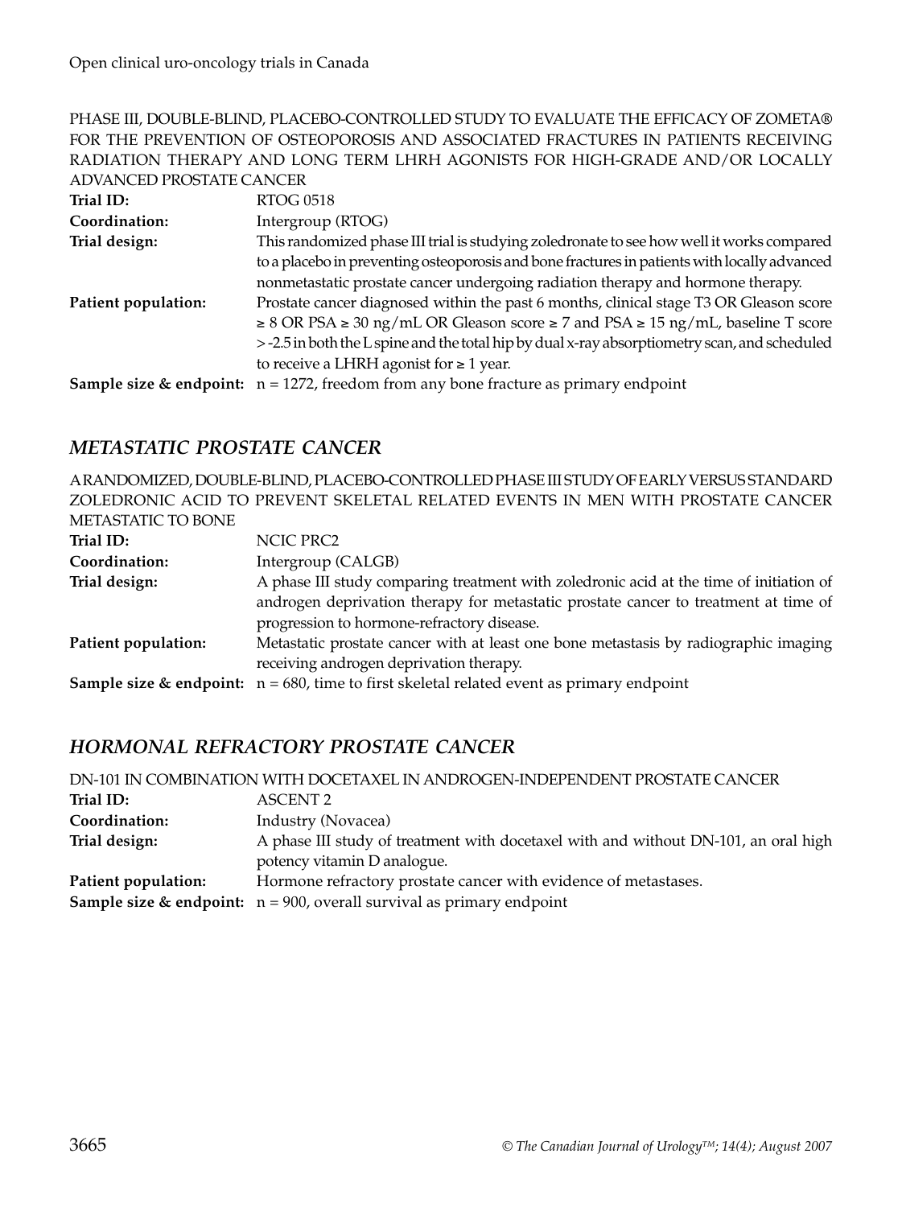PHASE III, DOUBLE-BLIND, PLACEBO-CONTROLLED STUDY TO EVALUATE THE EFFICACY OF ZOMETA® FOR THE PREVENTION OF OSTEOPOROSIS AND ASSOCIATED FRACTURES IN PATIENTS RECEIVING RADIATION THERAPY AND LONG TERM LHRH AGONISTS FOR HIGH-GRADE AND/OR LOCALLY ADVANCED PROSTATE CANCER

**Trial ID:** RTOG 0518

**Coordination:** Intergroup (RTOG)

**Trial design:** This randomized phase III trial is studying zoledronate to see how well it works compared to a placebo in preventing osteoporosis and bone fractures in patients with locally advanced nonmetastatic prostate cancer undergoing radiation therapy and hormone therapy.

**Patient population:** Prostate cancer diagnosed within the past 6 months, clinical stage T3 OR Gleason score ≥ 8 OR PSA ≥ 30 ng/mL OR Gleason score ≥ 7 and PSA ≥ 15 ng/mL, baseline T score > -2.5 in both the L spine and the total hip by dual x-ray absorptiometry scan, and scheduled to receive a LHRH agonist for ≥ 1 year.

**Sample size & endpoint:** n = 1272, freedom from any bone fracture as primary endpoint

## *METASTATIC PROSTATE CANCER*

A RANDOMIZED, DOUBLE-BLIND, PLACEBO-CONTROLLED PHASE III STUDY OF EARLY VERSUS STANDARD ZOLEDRONIC ACID TO PREVENT SKELETAL RELATED EVENTS IN MEN WITH PROSTATE CANCER METASTATIC TO BONE

**Trial ID:** NCIC PRC2

**Coordination:** Intergroup (CALGB)

**Trial design:** A phase III study comparing treatment with zoledronic acid at the time of initiation of androgen deprivation therapy for metastatic prostate cancer to treatment at time of progression to hormone-refractory disease.

**Patient population:** Metastatic prostate cancer with at least one bone metastasis by radiographic imaging receiving androgen deprivation therapy.

**Sample size & endpoint:** n = 680, time to first skeletal related event as primary endpoint

## *HORMONAL REFRACTORY PROSTATE CANCER*

DN-101 IN COMBINATION WITH DOCETAXEL IN ANDROGEN-INDEPENDENT PROSTATE CANCER

**Trial ID:** ASCENT 2

**Coordination:** Industry (Novacea)

**Trial design:** A phase III study of treatment with docetaxel with and without DN-101, an oral high potency vitamin D analogue.

**Patient population:** Hormone refractory prostate cancer with evidence of metastases.

**Sample size & endpoint:** n = 900, overall survival as primary endpoint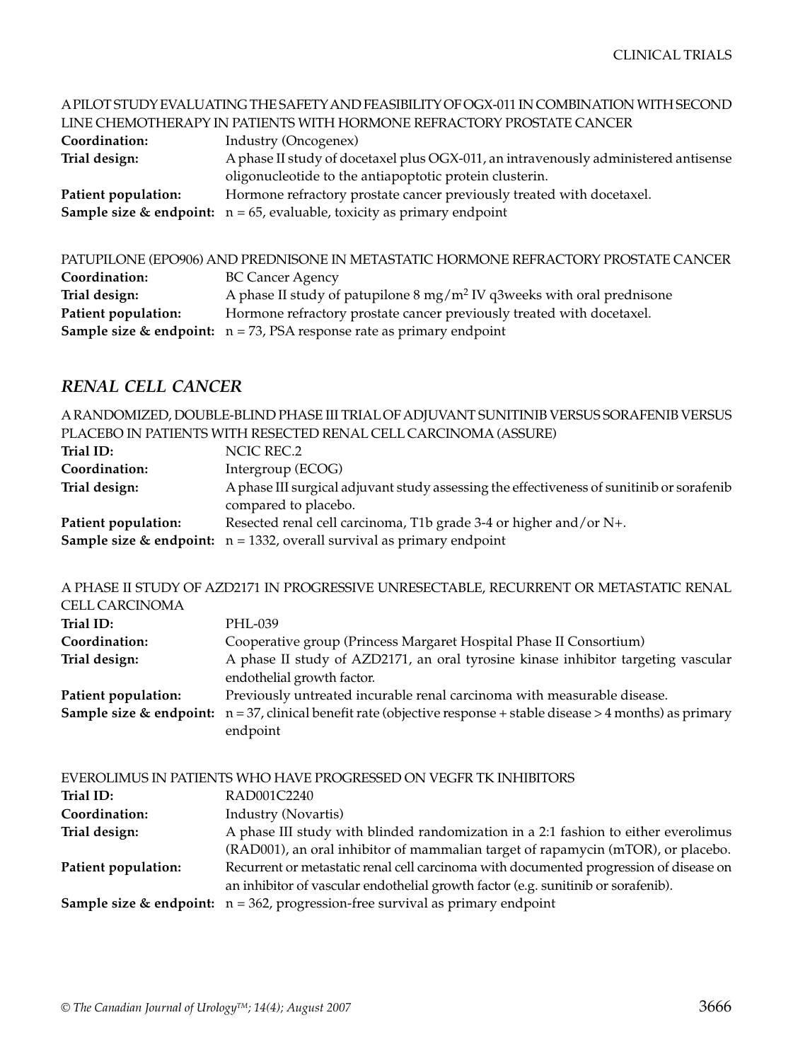A PILOT STUDY EVALUATING THE SAFETY AND FEASIBILITY OF OGX-011 IN COMBINATION WITH SECOND LINE CHEMOTHERAPY IN PATIENTS WITH HORMONE REFRACTORY PROSTATE CANCER

**Coordination:** Industry (Oncogenex)

**Trial design:** A phase II study of docetaxel plus OGX-011, an intravenously administered antisense oligonucleotide to the antiapoptotic protein clusterin.

**Patient population:** Hormone refractory prostate cancer previously treated with docetaxel.

**Sample size & endpoint:** n = 65, evaluable, toxicity as primary endpoint

PATUPILONE (EPO906) AND PREDNISONE IN METASTATIC HORMONE REFRACTORY PROSTATE CANCER

**Coordination:** BC Cancer Agency

**Trial design:** A phase II study of patupilone 8 $mg/m^2$ IV q3weeks with oral prednisone

**Patient population:** Hormone refractory prostate cancer previously treated with docetaxel.

**Sample size & endpoint:** n = 73, PSA response rate as primary endpoint

## *RENAL CELL CANCER*

A RANDOMIZED, DOUBLE-BLIND PHASE III TRIAL OF ADJUVANT SUNITINIB VERSUS SORAFENIB VERSUS PLACEBO IN PATIENTS WITH RESECTED RENAL CELL CARCINOMA (ASSURE)

**Trial ID:** NCIC REC.2

**Coordination:** Intergroup (ECOG)

**Trial design:** A phase III surgical adjuvant study assessing the effectiveness of sunitinib or sorafenib compared to placebo.

**Patient population:** Resected renal cell carcinoma, T1b grade 3-4 or higher and/or N+.

**Sample size & endpoint:** n = 1332, overall survival as primary endpoint

A PHASE II STUDY OF AZD2171 IN PROGRESSIVE UNRESECTABLE, RECURRENT OR METASTATIC RENAL CELL CARCINOMA

**Trial ID:** PHL-039

**Coordination:** Cooperative group (Princess Margaret Hospital Phase II Consortium)

**Trial design:** A phase II study of AZD2171, an oral tyrosine kinase inhibitor targeting vascular endothelial growth factor.

**Patient population:** Previously untreated incurable renal carcinoma with measurable disease.

**Sample size & endpoint:** n = 37, clinical benefit rate (objective response + stable disease > 4 months) as primary endpoint

EVEROLIMUS IN PATIENTS WHO HAVE PROGRESSED ON VEGFR TK INHIBITORS

**Trial ID:** RAD001C2240

**Coordination:** Industry (Novartis)

**Trial design:** A phase III study with blinded randomization in a 2:1 fashion to either everolimus (RAD001), an oral inhibitor of mammalian target of rapamycin (mTOR), or placebo.

**Patient population:** Recurrent or metastatic renal cell carcinoma with documented progression of disease on an inhibitor of vascular endothelial growth factor (e.g. sunitinib or sorafenib).

**Sample size & endpoint:** n = 362, progression-free survival as primary endpoint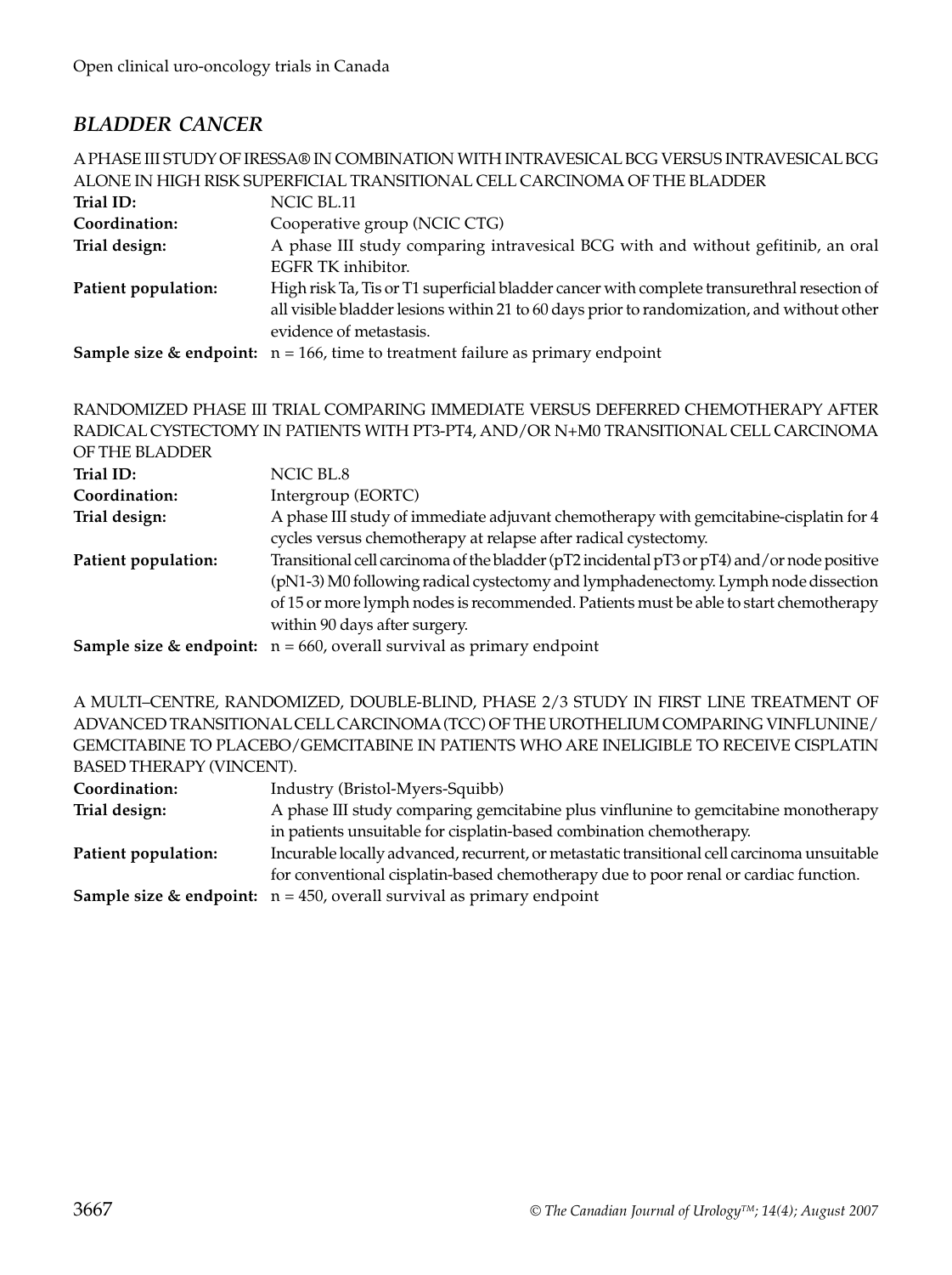## *BLADDER CANCER*

A PHASE III STUDY OF IRESSA® IN COMBINATION WITH INTRAVESICAL BCG VERSUS INTRAVESICAL BCG ALONE IN HIGH RISK SUPERFICIAL TRANSITIONAL CELL CARCINOMA OF THE BLADDER

| | |
|---|---|
| **Trial ID:** | NCIC BL.11 |
| **Coordination:** | Cooperative group (NCIC CTG) |
| **Trial design:** | A phase III study comparing intravesical BCG with and without gefitinib, an oral EGFR TK inhibitor. |
| **Patient population:** | High risk Ta, Tis or T1 superficial bladder cancer with complete transurethral resection of all visible bladder lesions within 21 to 60 days prior to randomization, and without other evidence of metastasis. |
| **Sample size & endpoint:** | n = 166, time to treatment failure as primary endpoint |

RANDOMIZED PHASE III TRIAL COMPARING IMMEDIATE VERSUS DEFERRED CHEMOTHERAPY AFTER RADICAL CYSTECTOMY IN PATIENTS WITH PT3-PT4, AND/OR N+M0 TRANSITIONAL CELL CARCINOMA OF THE BLADDER

| | |
|---|---|
| **Trial ID:** | NCIC BL.8 |
| **Coordination:** | Intergroup (EORTC) |
| **Trial design:** | A phase III study of immediate adjuvant chemotherapy with gemcitabine-cisplatin for 4 cycles versus chemotherapy at relapse after radical cystectomy. |
| **Patient population:** | Transitional cell carcinoma of the bladder (pT2 incidental pT3 or pT4) and/or node positive (pN1-3) M0 following radical cystectomy and lymphadenectomy. Lymph node dissection of 15 or more lymph nodes is recommended. Patients must be able to start chemotherapy within 90 days after surgery. |
| **Sample size & endpoint:** | n = 660, overall survival as primary endpoint |

A MULTI–CENTRE, RANDOMIZED, DOUBLE-BLIND, PHASE 2/3 STUDY IN FIRST LINE TREATMENT OF ADVANCED TRANSITIONAL CELL CARCINOMA (TCC) OF THE UROTHELIUM COMPARING VINFLUNINE/ GEMCITABINE TO PLACEBO/GEMCITABINE IN PATIENTS WHO ARE INELIGIBLE TO RECEIVE CISPLATIN BASED THERAPY (VINCENT).

| | |
|---|---|
| **Coordination:** | Industry (Bristol-Myers-Squibb) |
| **Trial design:** | A phase III study comparing gemcitabine plus vinflunine to gemcitabine monotherapy in patients unsuitable for cisplatin-based combination chemotherapy. |
| **Patient population:** | Incurable locally advanced, recurrent, or metastatic transitional cell carcinoma unsuitable for conventional cisplatin-based chemotherapy due to poor renal or cardiac function. |
| **Sample size & endpoint:** | n = 450, overall survival as primary endpoint |